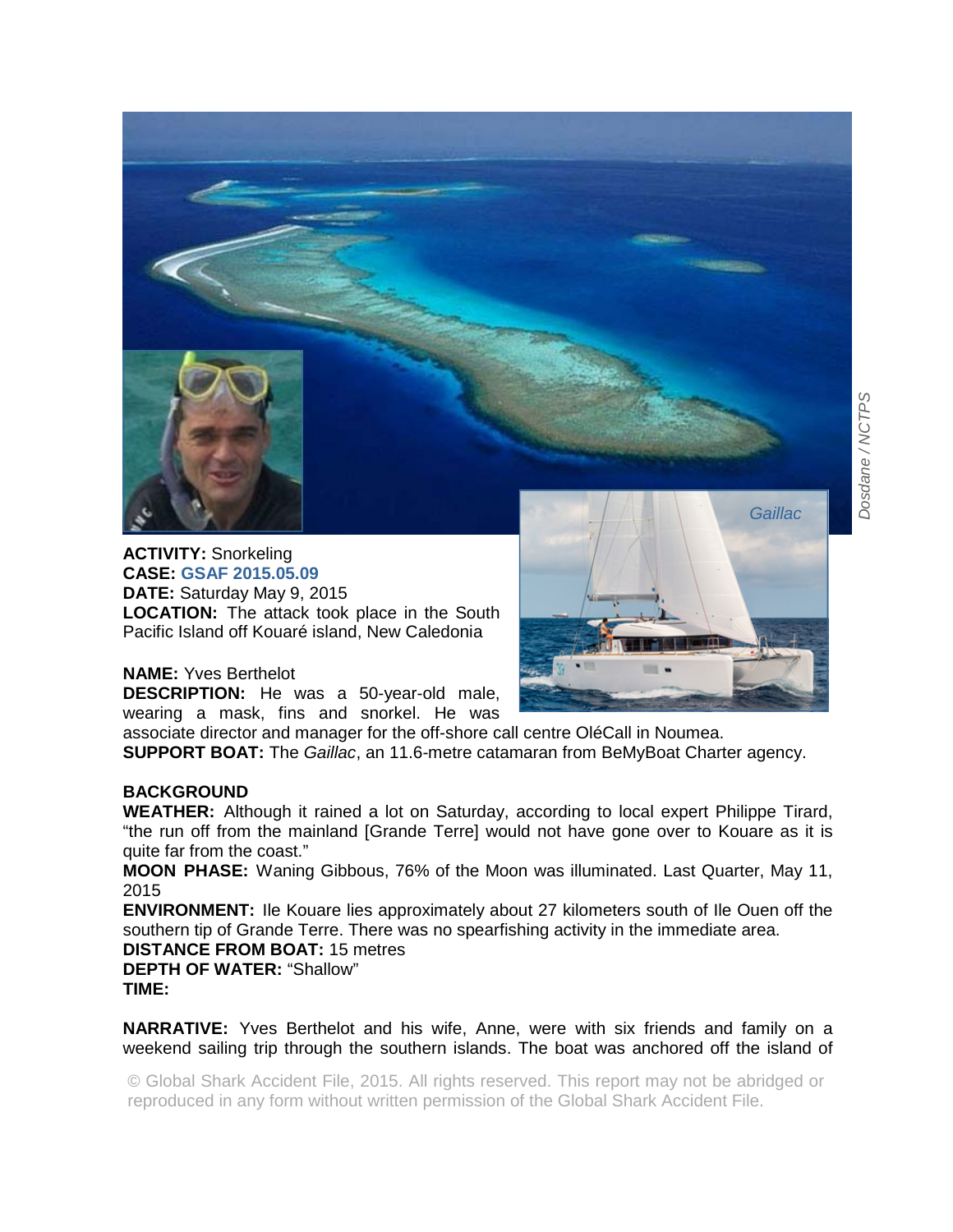*Gaillac*

Dosdane / NCTPS

**ACTIVITY:** Snorkeling
**CASE:** **GSAF 2015.05.09**
**DATE:** Saturday May 9, 2015
**LOCATION:** The attack took place in the South Pacific Island off Kouaré island, New Caledonia

**NAME:** Yves Berthelot
**DESCRIPTION:** He was a 50-year-old male, wearing a mask, fins and snorkel. He was associate director and manager for the off-shore call centre OléCall in Noumea.
**SUPPORT BOAT:** The *Gaillac*, an 11.6-metre catamaran from BeMyBoat Charter agency.

**BACKGROUND**
**WEATHER:** Although it rained a lot on Saturday, according to local expert Philippe Tirard, "the run off from the mainland [Grande Terre] would not have gone over to Kouare as it is quite far from the coast."
**MOON PHASE:** Waning Gibbous, 76% of the Moon was illuminated. Last Quarter, May 11, 2015
**ENVIRONMENT:** Ile Kouare lies approximately about 27 kilometers south of Ile Ouen off the southern tip of Grande Terre. There was no spearfishing activity in the immediate area.
**DISTANCE FROM BOAT:** 15 metres
**DEPTH OF WATER:** "Shallow"
**TIME:**

**NARRATIVE:** Yves Berthelot and his wife, Anne, were with six friends and family on a weekend sailing trip through the southern islands. The boat was anchored off the island of

© Global Shark Accident File, 2015. All rights reserved. This report may not be abridged or reproduced in any form without written permission of the Global Shark Accident File.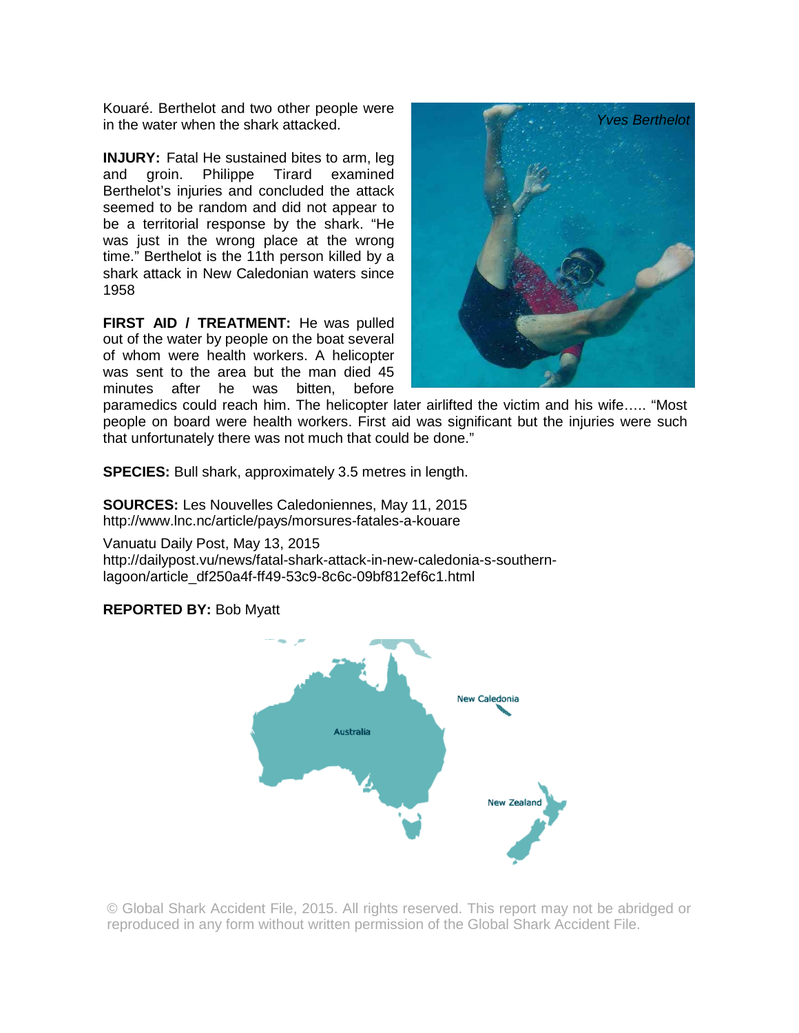Kouaré. Berthelot and two other people were in the water when the shark attacked.

**INJURY:** Fatal He sustained bites to arm, leg and groin. Philippe Tirard examined Berthelot's injuries and concluded the attack seemed to be random and did not appear to be a territorial response by the shark. "He was just in the wrong place at the wrong time." Berthelot is the 11th person killed by a shark attack in New Caledonian waters since 1958

**FIRST AID / TREATMENT:** He was pulled out of the water by people on the boat several of whom were health workers. A helicopter was sent to the area but the man died 45 minutes after he was bitten, before paramedics could reach him. The helicopter later airlifted the victim and his wife….. "Most people on board were health workers. First aid was significant but the injuries were such that unfortunately there was not much that could be done."

*Yves Berthelot*

**SPECIES:** Bull shark, approximately 3.5 metres in length.

**SOURCES:** Les Nouvelles Caledoniennes, May 11, 2015
http://www.lnc.nc/article/pays/morsures-fatales-a-kouare

Vanuatu Daily Post, May 13, 2015
http://dailypost.vu/news/fatal-shark-attack-in-new-caledonia-s-southern-lagoon/article_df250a4f-ff49-53c9-8c6c-09bf812ef6c1.html

**REPORTED BY:** Bob Myatt

New Caledonia
Australia
New Zealand

© Global Shark Accident File, 2015. All rights reserved. This report may not be abridged or reproduced in any form without written permission of the Global Shark Accident File.